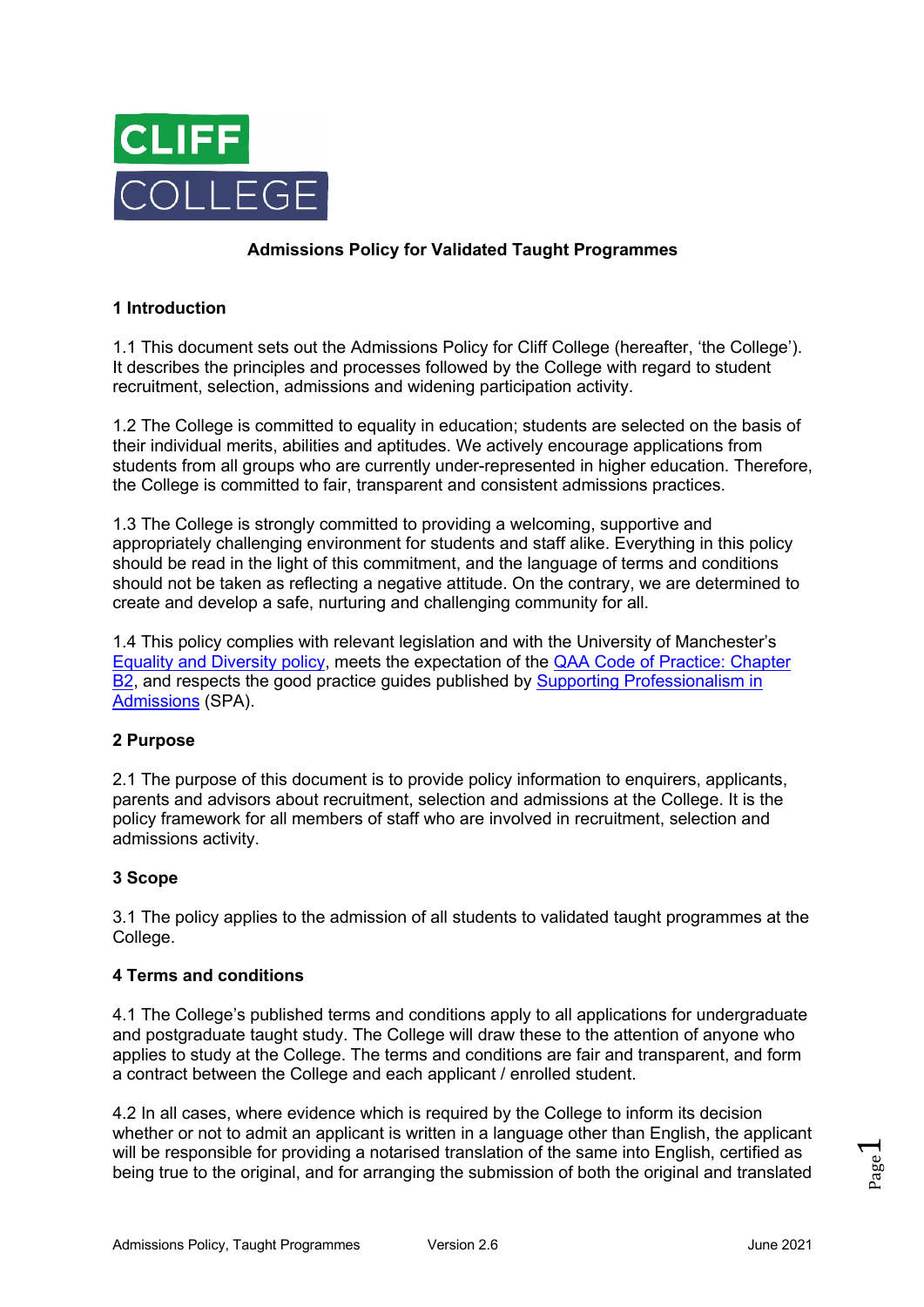# Admissions Policy for Validated Taught Programmes

## 1 Introduction

1.1 This document sets out the Admissions Policy for Cliff College (hereafter, 'the College'). It describes the principles and processes followed by the College with regard to student recruitment, selection, admissions and widening participation activity.

1.2 The College is committed to equality in education; students are selected on the basis of their individual merits, abilities and aptitudes. We actively encourage applications from students from all groups who are currently under-represented in higher education. Therefore, the College is committed to fair, transparent and consistent admissions practices.

1.3 The College is strongly committed to providing a welcoming, supportive and appropriately challenging environment for students and staff alike. Everything in this policy should be read in the light of this commitment, and the language of terms and conditions should not be taken as reflecting a negative attitude. On the contrary, we are determined to create and develop a safe, nurturing and challenging community for all.

1.4 This policy complies with relevant legislation and with the University of Manchester's Equality and Diversity policy, meets the expectation of the QAA Code of Practice: Chapter B2, and respects the good practice guides published by Supporting Professionalism in Admissions (SPA).

## 2 Purpose

2.1 The purpose of this document is to provide policy information to enquirers, applicants, parents and advisors about recruitment, selection and admissions at the College. It is the policy framework for all members of staff who are involved in recruitment, selection and admissions activity.

## 3 Scope

3.1 The policy applies to the admission of all students to validated taught programmes at the College.

## 4 Terms and conditions

4.1 The College's published terms and conditions apply to all applications for undergraduate and postgraduate taught study. The College will draw these to the attention of anyone who applies to study at the College. The terms and conditions are fair and transparent, and form a contract between the College and each applicant / enrolled student.

4.2 In all cases, where evidence which is required by the College to inform its decision whether or not to admit an applicant is written in a language other than English, the applicant will be responsible for providing a notarised translation of the same into English, certified as being true to the original, and for arranging the submission of both the original and translated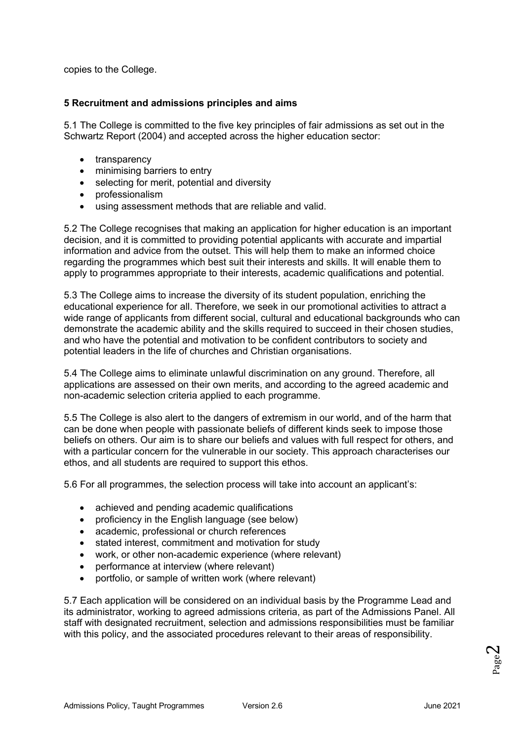copies to the College.

**5 Recruitment and admissions principles and aims**

5.1 The College is committed to the five key principles of fair admissions as set out in the Schwartz Report (2004) and accepted across the higher education sector:

- transparency
- minimising barriers to entry
- selecting for merit, potential and diversity
- professionalism
- using assessment methods that are reliable and valid.

5.2 The College recognises that making an application for higher education is an important decision, and it is committed to providing potential applicants with accurate and impartial information and advice from the outset. This will help them to make an informed choice regarding the programmes which best suit their interests and skills. It will enable them to apply to programmes appropriate to their interests, academic qualifications and potential.

5.3 The College aims to increase the diversity of its student population, enriching the educational experience for all. Therefore, we seek in our promotional activities to attract a wide range of applicants from different social, cultural and educational backgrounds who can demonstrate the academic ability and the skills required to succeed in their chosen studies, and who have the potential and motivation to be confident contributors to society and potential leaders in the life of churches and Christian organisations.

5.4 The College aims to eliminate unlawful discrimination on any ground. Therefore, all applications are assessed on their own merits, and according to the agreed academic and non-academic selection criteria applied to each programme.

5.5 The College is also alert to the dangers of extremism in our world, and of the harm that can be done when people with passionate beliefs of different kinds seek to impose those beliefs on others. Our aim is to share our beliefs and values with full respect for others, and with a particular concern for the vulnerable in our society. This approach characterises our ethos, and all students are required to support this ethos.

5.6 For all programmes, the selection process will take into account an applicant's:

- achieved and pending academic qualifications
- proficiency in the English language (see below)
- academic, professional or church references
- stated interest, commitment and motivation for study
- work, or other non-academic experience (where relevant)
- performance at interview (where relevant)
- portfolio, or sample of written work (where relevant)

5.7 Each application will be considered on an individual basis by the Programme Lead and its administrator, working to agreed admissions criteria, as part of the Admissions Panel. All staff with designated recruitment, selection and admissions responsibilities must be familiar with this policy, and the associated procedures relevant to their areas of responsibility.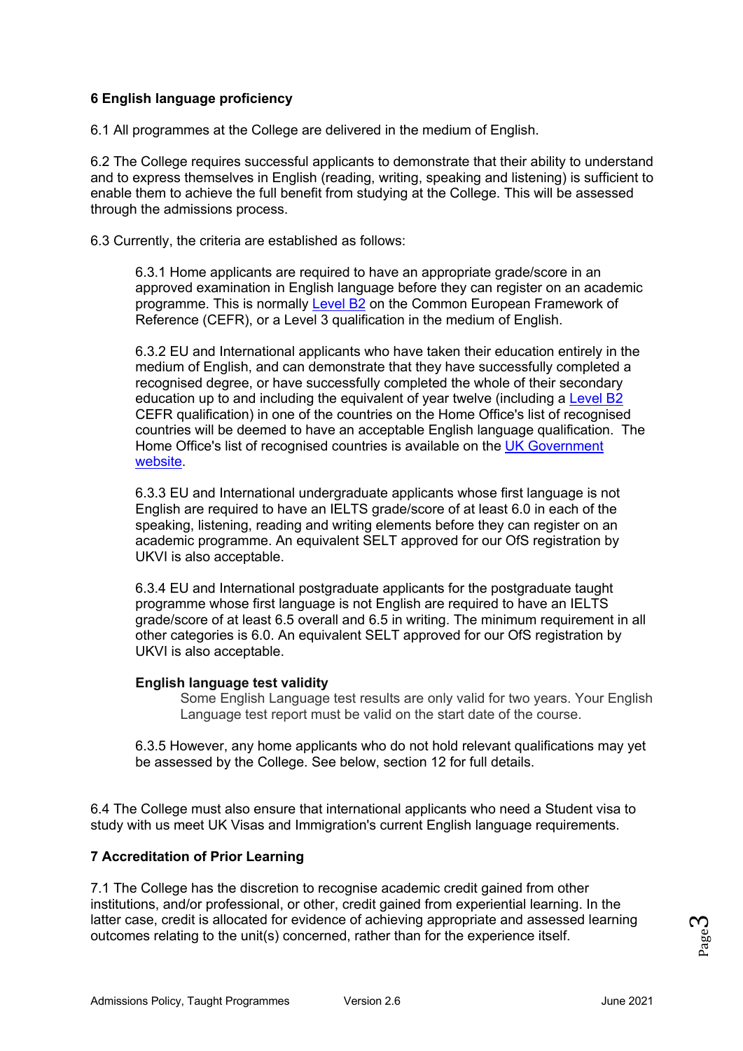## 6 English language proficiency

6.1 All programmes at the College are delivered in the medium of English.

6.2 The College requires successful applicants to demonstrate that their ability to understand and to express themselves in English (reading, writing, speaking and listening) is sufficient to enable them to achieve the full benefit from studying at the College. This will be assessed through the admissions process.

6.3 Currently, the criteria are established as follows:

> 6.3.1 Home applicants are required to have an appropriate grade/score in an approved examination in English language before they can register on an academic programme. This is normally Level B2 on the Common European Framework of Reference (CEFR), or a Level 3 qualification in the medium of English.
>
> 6.3.2 EU and International applicants who have taken their education entirely in the medium of English, and can demonstrate that they have successfully completed a recognised degree, or have successfully completed the whole of their secondary education up to and including the equivalent of year twelve (including a Level B2 CEFR qualification) in one of the countries on the Home Office's list of recognised countries will be deemed to have an acceptable English language qualification. The Home Office's list of recognised countries is available on the UK Government website.
>
> 6.3.3 EU and International undergraduate applicants whose first language is not English are required to have an IELTS grade/score of at least 6.0 in each of the speaking, listening, reading and writing elements before they can register on an academic programme. An equivalent SELT approved for our OfS registration by UKVI is also acceptable.
>
> 6.3.4 EU and International postgraduate applicants for the postgraduate taught programme whose first language is not English are required to have an IELTS grade/score of at least 6.5 overall and 6.5 in writing. The minimum requirement in all other categories is 6.0. An equivalent SELT approved for our OfS registration by UKVI is also acceptable.
>
> **English language test validity**
>
> Some English Language test results are only valid for two years. Your English Language test report must be valid on the start date of the course.
>
> 6.3.5 However, any home applicants who do not hold relevant qualifications may yet be assessed by the College. See below, section 12 for full details.

6.4 The College must also ensure that international applicants who need a Student visa to study with us meet UK Visas and Immigration's current English language requirements.

## 7 Accreditation of Prior Learning

7.1 The College has the discretion to recognise academic credit gained from other institutions, and/or professional, or other, credit gained from experiential learning. In the latter case, credit is allocated for evidence of achieving appropriate and assessed learning outcomes relating to the unit(s) concerned, rather than for the experience itself.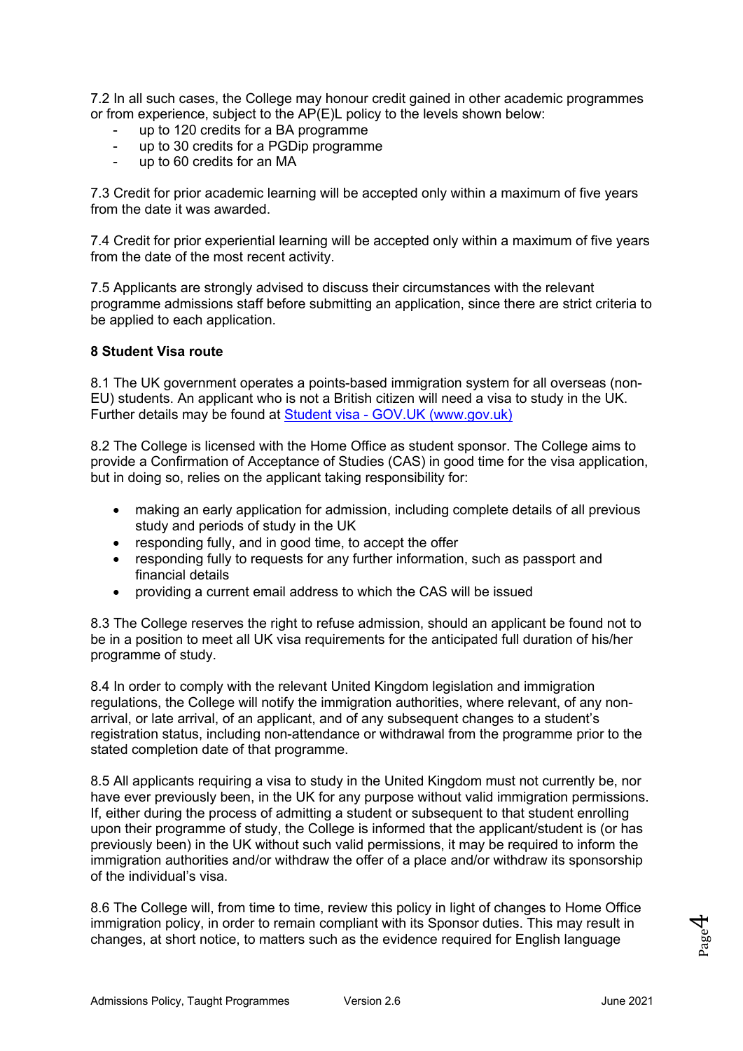7.2 In all such cases, the College may honour credit gained in other academic programmes or from experience, subject to the AP(E)L policy to the levels shown below:

- up to 120 credits for a BA programme
- up to 30 credits for a PGDip programme
- up to 60 credits for an MA

7.3 Credit for prior academic learning will be accepted only within a maximum of five years from the date it was awarded.

7.4 Credit for prior experiential learning will be accepted only within a maximum of five years from the date of the most recent activity.

7.5 Applicants are strongly advised to discuss their circumstances with the relevant programme admissions staff before submitting an application, since there are strict criteria to be applied to each application.

**8 Student Visa route**

8.1 The UK government operates a points-based immigration system for all overseas (non-EU) students. An applicant who is not a British citizen will need a visa to study in the UK. Further details may be found at [Student visa - GOV.UK (www.gov.uk)](https://www.gov.uk)

8.2 The College is licensed with the Home Office as student sponsor. The College aims to provide a Confirmation of Acceptance of Studies (CAS) in good time for the visa application, but in doing so, relies on the applicant taking responsibility for:

- making an early application for admission, including complete details of all previous study and periods of study in the UK
- responding fully, and in good time, to accept the offer
- responding fully to requests for any further information, such as passport and financial details
- providing a current email address to which the CAS will be issued

8.3 The College reserves the right to refuse admission, should an applicant be found not to be in a position to meet all UK visa requirements for the anticipated full duration of his/her programme of study.

8.4 In order to comply with the relevant United Kingdom legislation and immigration regulations, the College will notify the immigration authorities, where relevant, of any non-arrival, or late arrival, of an applicant, and of any subsequent changes to a student's registration status, including non-attendance or withdrawal from the programme prior to the stated completion date of that programme.

8.5 All applicants requiring a visa to study in the United Kingdom must not currently be, nor have ever previously been, in the UK for any purpose without valid immigration permissions. If, either during the process of admitting a student or subsequent to that student enrolling upon their programme of study, the College is informed that the applicant/student is (or has previously been) in the UK without such valid permissions, it may be required to inform the immigration authorities and/or withdraw the offer of a place and/or withdraw its sponsorship of the individual's visa.

8.6 The College will, from time to time, review this policy in light of changes to Home Office immigration policy, in order to remain compliant with its Sponsor duties. This may result in changes, at short notice, to matters such as the evidence required for English language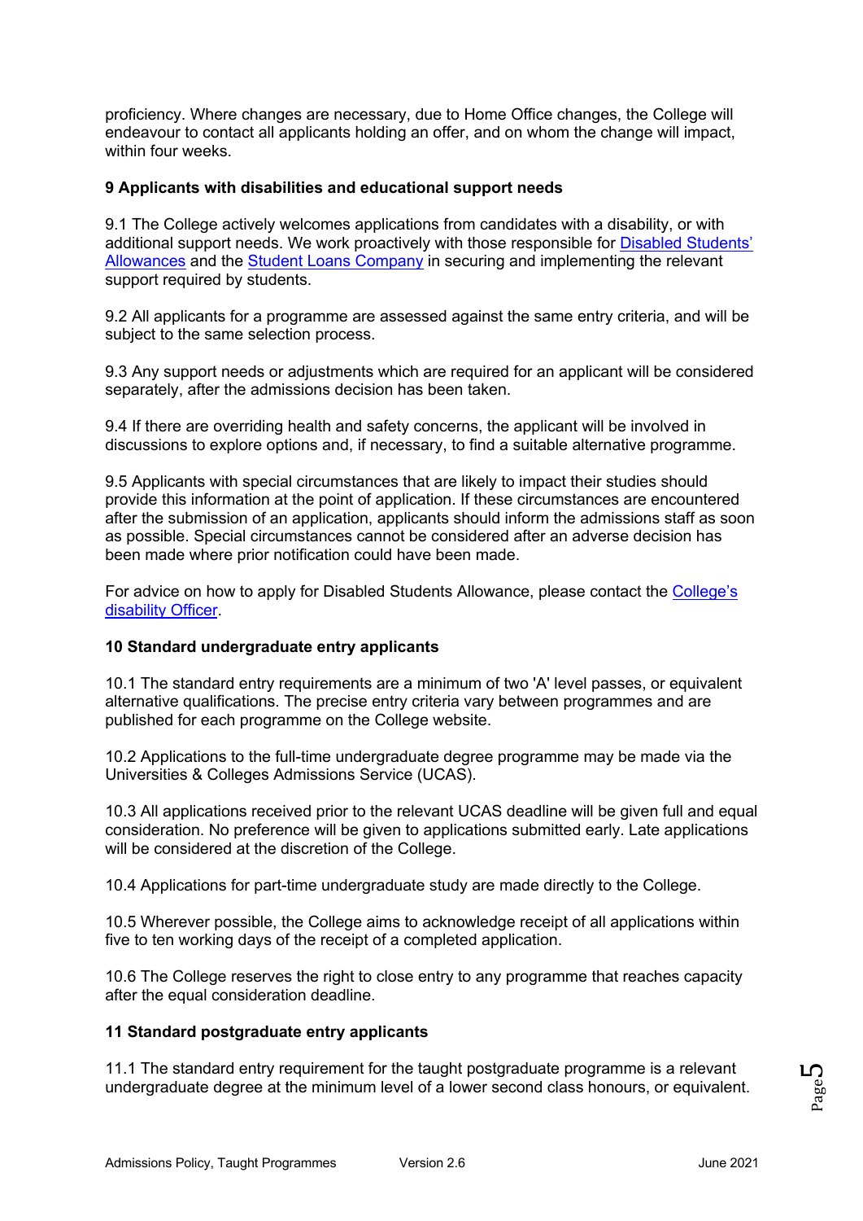proficiency. Where changes are necessary, due to Home Office changes, the College will endeavour to contact all applicants holding an offer, and on whom the change will impact, within four weeks.

**9 Applicants with disabilities and educational support needs**

9.1 The College actively welcomes applications from candidates with a disability, or with additional support needs. We work proactively with those responsible for Disabled Students' Allowances and the Student Loans Company in securing and implementing the relevant support required by students.

9.2 All applicants for a programme are assessed against the same entry criteria, and will be subject to the same selection process.

9.3 Any support needs or adjustments which are required for an applicant will be considered separately, after the admissions decision has been taken.

9.4 If there are overriding health and safety concerns, the applicant will be involved in discussions to explore options and, if necessary, to find a suitable alternative programme.

9.5 Applicants with special circumstances that are likely to impact their studies should provide this information at the point of application. If these circumstances are encountered after the submission of an application, applicants should inform the admissions staff as soon as possible. Special circumstances cannot be considered after an adverse decision has been made where prior notification could have been made.

For advice on how to apply for Disabled Students Allowance, please contact the College's disability Officer.

**10 Standard undergraduate entry applicants**

10.1 The standard entry requirements are a minimum of two 'A' level passes, or equivalent alternative qualifications. The precise entry criteria vary between programmes and are published for each programme on the College website.

10.2 Applications to the full-time undergraduate degree programme may be made via the Universities & Colleges Admissions Service (UCAS).

10.3 All applications received prior to the relevant UCAS deadline will be given full and equal consideration. No preference will be given to applications submitted early. Late applications will be considered at the discretion of the College.

10.4 Applications for part-time undergraduate study are made directly to the College.

10.5 Wherever possible, the College aims to acknowledge receipt of all applications within five to ten working days of the receipt of a completed application.

10.6 The College reserves the right to close entry to any programme that reaches capacity after the equal consideration deadline.

**11 Standard postgraduate entry applicants**

11.1 The standard entry requirement for the taught postgraduate programme is a relevant undergraduate degree at the minimum level of a lower second class honours, or equivalent.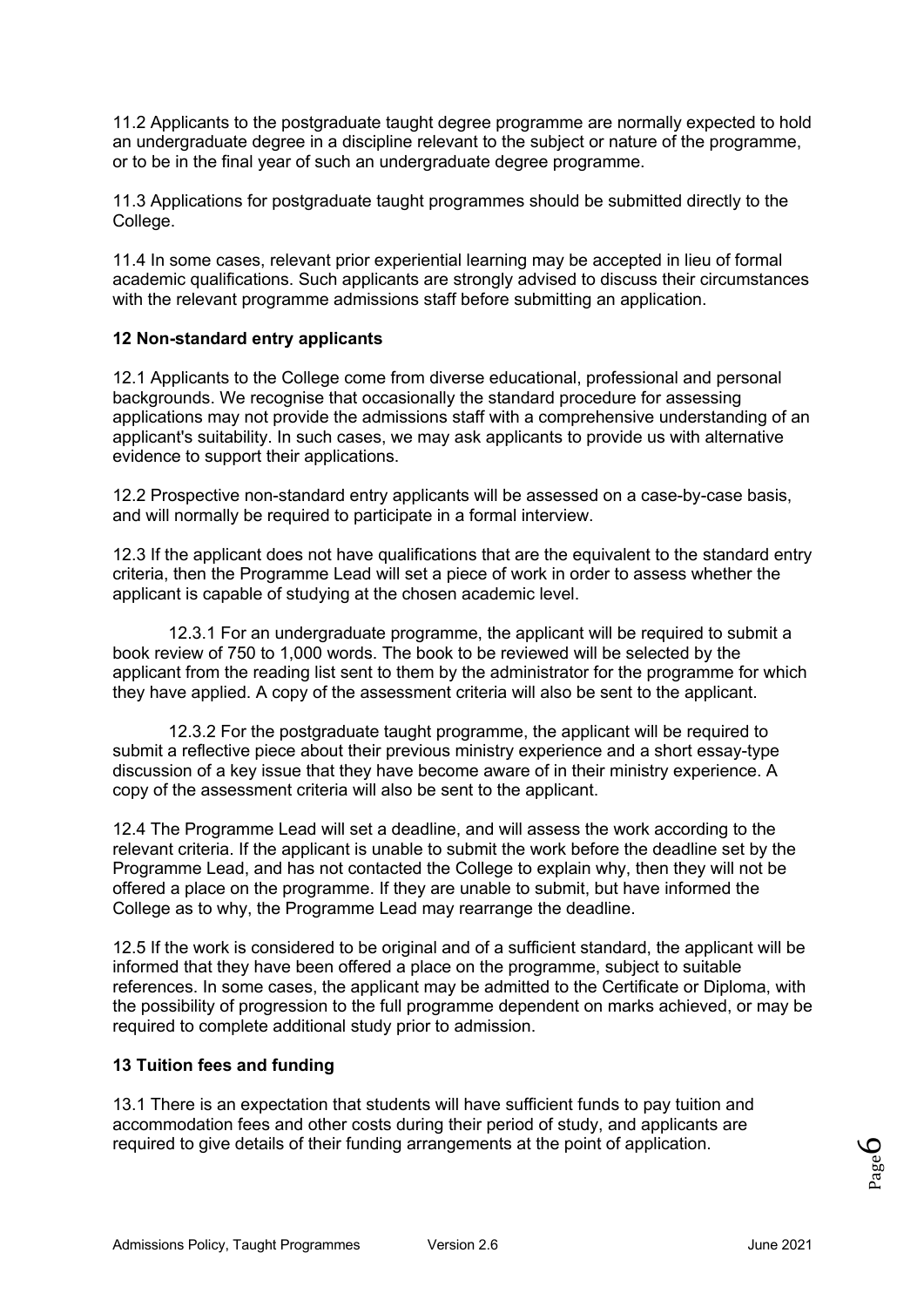11.2 Applicants to the postgraduate taught degree programme are normally expected to hold an undergraduate degree in a discipline relevant to the subject or nature of the programme, or to be in the final year of such an undergraduate degree programme.

11.3 Applications for postgraduate taught programmes should be submitted directly to the College.

11.4 In some cases, relevant prior experiential learning may be accepted in lieu of formal academic qualifications. Such applicants are strongly advised to discuss their circumstances with the relevant programme admissions staff before submitting an application.

## 12 Non-standard entry applicants

12.1 Applicants to the College come from diverse educational, professional and personal backgrounds. We recognise that occasionally the standard procedure for assessing applications may not provide the admissions staff with a comprehensive understanding of an applicant's suitability. In such cases, we may ask applicants to provide us with alternative evidence to support their applications.

12.2 Prospective non-standard entry applicants will be assessed on a case-by-case basis, and will normally be required to participate in a formal interview.

12.3 If the applicant does not have qualifications that are the equivalent to the standard entry criteria, then the Programme Lead will set a piece of work in order to assess whether the applicant is capable of studying at the chosen academic level.

12.3.1 For an undergraduate programme, the applicant will be required to submit a book review of 750 to 1,000 words. The book to be reviewed will be selected by the applicant from the reading list sent to them by the administrator for the programme for which they have applied. A copy of the assessment criteria will also be sent to the applicant.

12.3.2 For the postgraduate taught programme, the applicant will be required to submit a reflective piece about their previous ministry experience and a short essay-type discussion of a key issue that they have become aware of in their ministry experience. A copy of the assessment criteria will also be sent to the applicant.

12.4 The Programme Lead will set a deadline, and will assess the work according to the relevant criteria. If the applicant is unable to submit the work before the deadline set by the Programme Lead, and has not contacted the College to explain why, then they will not be offered a place on the programme. If they are unable to submit, but have informed the College as to why, the Programme Lead may rearrange the deadline.

12.5 If the work is considered to be original and of a sufficient standard, the applicant will be informed that they have been offered a place on the programme, subject to suitable references. In some cases, the applicant may be admitted to the Certificate or Diploma, with the possibility of progression to the full programme dependent on marks achieved, or may be required to complete additional study prior to admission.

## 13 Tuition fees and funding

13.1 There is an expectation that students will have sufficient funds to pay tuition and accommodation fees and other costs during their period of study, and applicants are required to give details of their funding arrangements at the point of application.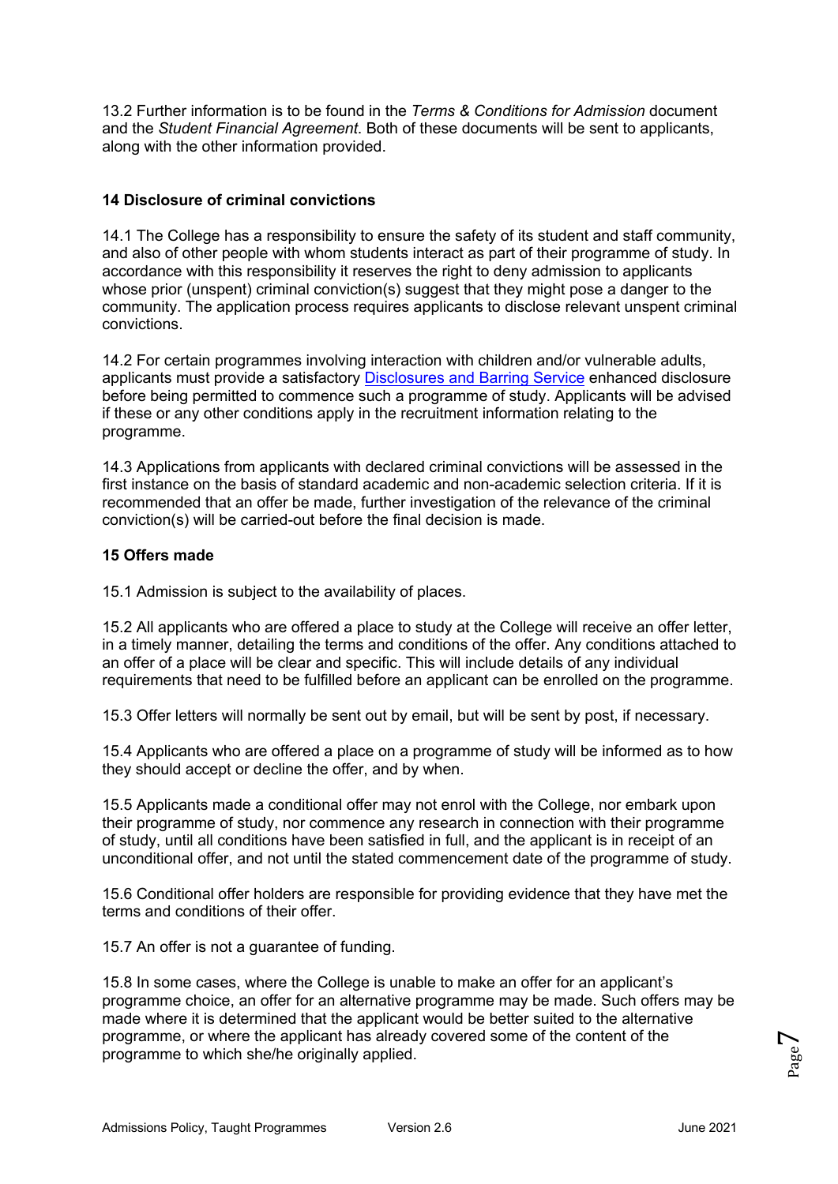13.2 Further information is to be found in the *Terms & Conditions for Admission* document and the *Student Financial Agreement*. Both of these documents will be sent to applicants, along with the other information provided.

## 14 Disclosure of criminal convictions

14.1 The College has a responsibility to ensure the safety of its student and staff community, and also of other people with whom students interact as part of their programme of study. In accordance with this responsibility it reserves the right to deny admission to applicants whose prior (unspent) criminal conviction(s) suggest that they might pose a danger to the community. The application process requires applicants to disclose relevant unspent criminal convictions.

14.2 For certain programmes involving interaction with children and/or vulnerable adults, applicants must provide a satisfactory Disclosures and Barring Service enhanced disclosure before being permitted to commence such a programme of study. Applicants will be advised if these or any other conditions apply in the recruitment information relating to the programme.

14.3 Applications from applicants with declared criminal convictions will be assessed in the first instance on the basis of standard academic and non-academic selection criteria. If it is recommended that an offer be made, further investigation of the relevance of the criminal conviction(s) will be carried-out before the final decision is made.

## 15 Offers made

15.1 Admission is subject to the availability of places.

15.2 All applicants who are offered a place to study at the College will receive an offer letter, in a timely manner, detailing the terms and conditions of the offer. Any conditions attached to an offer of a place will be clear and specific. This will include details of any individual requirements that need to be fulfilled before an applicant can be enrolled on the programme.

15.3 Offer letters will normally be sent out by email, but will be sent by post, if necessary.

15.4 Applicants who are offered a place on a programme of study will be informed as to how they should accept or decline the offer, and by when.

15.5 Applicants made a conditional offer may not enrol with the College, nor embark upon their programme of study, nor commence any research in connection with their programme of study, until all conditions have been satisfied in full, and the applicant is in receipt of an unconditional offer, and not until the stated commencement date of the programme of study.

15.6 Conditional offer holders are responsible for providing evidence that they have met the terms and conditions of their offer.

15.7 An offer is not a guarantee of funding.

15.8 In some cases, where the College is unable to make an offer for an applicant's programme choice, an offer for an alternative programme may be made. Such offers may be made where it is determined that the applicant would be better suited to the alternative programme, or where the applicant has already covered some of the content of the programme to which she/he originally applied.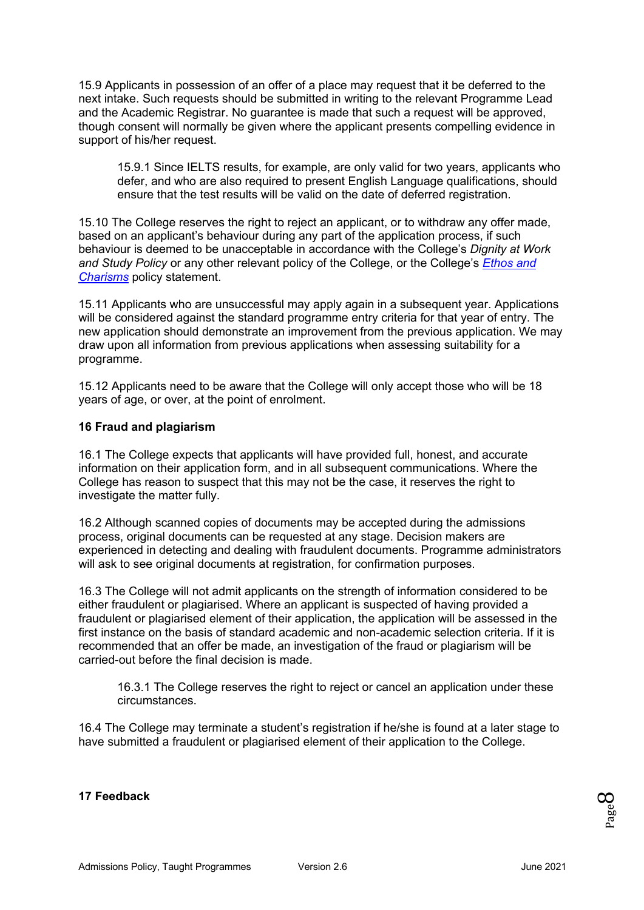15.9 Applicants in possession of an offer of a place may request that it be deferred to the next intake. Such requests should be submitted in writing to the relevant Programme Lead and the Academic Registrar. No guarantee is made that such a request will be approved, though consent will normally be given where the applicant presents compelling evidence in support of his/her request.

> 15.9.1 Since IELTS results, for example, are only valid for two years, applicants who defer, and who are also required to present English Language qualifications, should ensure that the test results will be valid on the date of deferred registration.

15.10 The College reserves the right to reject an applicant, or to withdraw any offer made, based on an applicant's behaviour during any part of the application process, if such behaviour is deemed to be unacceptable in accordance with the College's *Dignity at Work and Study Policy* or any other relevant policy of the College, or the College's *Ethos and Charisms* policy statement.

15.11 Applicants who are unsuccessful may apply again in a subsequent year. Applications will be considered against the standard programme entry criteria for that year of entry. The new application should demonstrate an improvement from the previous application. We may draw upon all information from previous applications when assessing suitability for a programme.

15.12 Applicants need to be aware that the College will only accept those who will be 18 years of age, or over, at the point of enrolment.

**16 Fraud and plagiarism**

16.1 The College expects that applicants will have provided full, honest, and accurate information on their application form, and in all subsequent communications. Where the College has reason to suspect that this may not be the case, it reserves the right to investigate the matter fully.

16.2 Although scanned copies of documents may be accepted during the admissions process, original documents can be requested at any stage. Decision makers are experienced in detecting and dealing with fraudulent documents. Programme administrators will ask to see original documents at registration, for confirmation purposes.

16.3 The College will not admit applicants on the strength of information considered to be either fraudulent or plagiarised. Where an applicant is suspected of having provided a fraudulent or plagiarised element of their application, the application will be assessed in the first instance on the basis of standard academic and non-academic selection criteria. If it is recommended that an offer be made, an investigation of the fraud or plagiarism will be carried-out before the final decision is made.

> 16.3.1 The College reserves the right to reject or cancel an application under these circumstances.

16.4 The College may terminate a student's registration if he/she is found at a later stage to have submitted a fraudulent or plagiarised element of their application to the College.

**17 Feedback**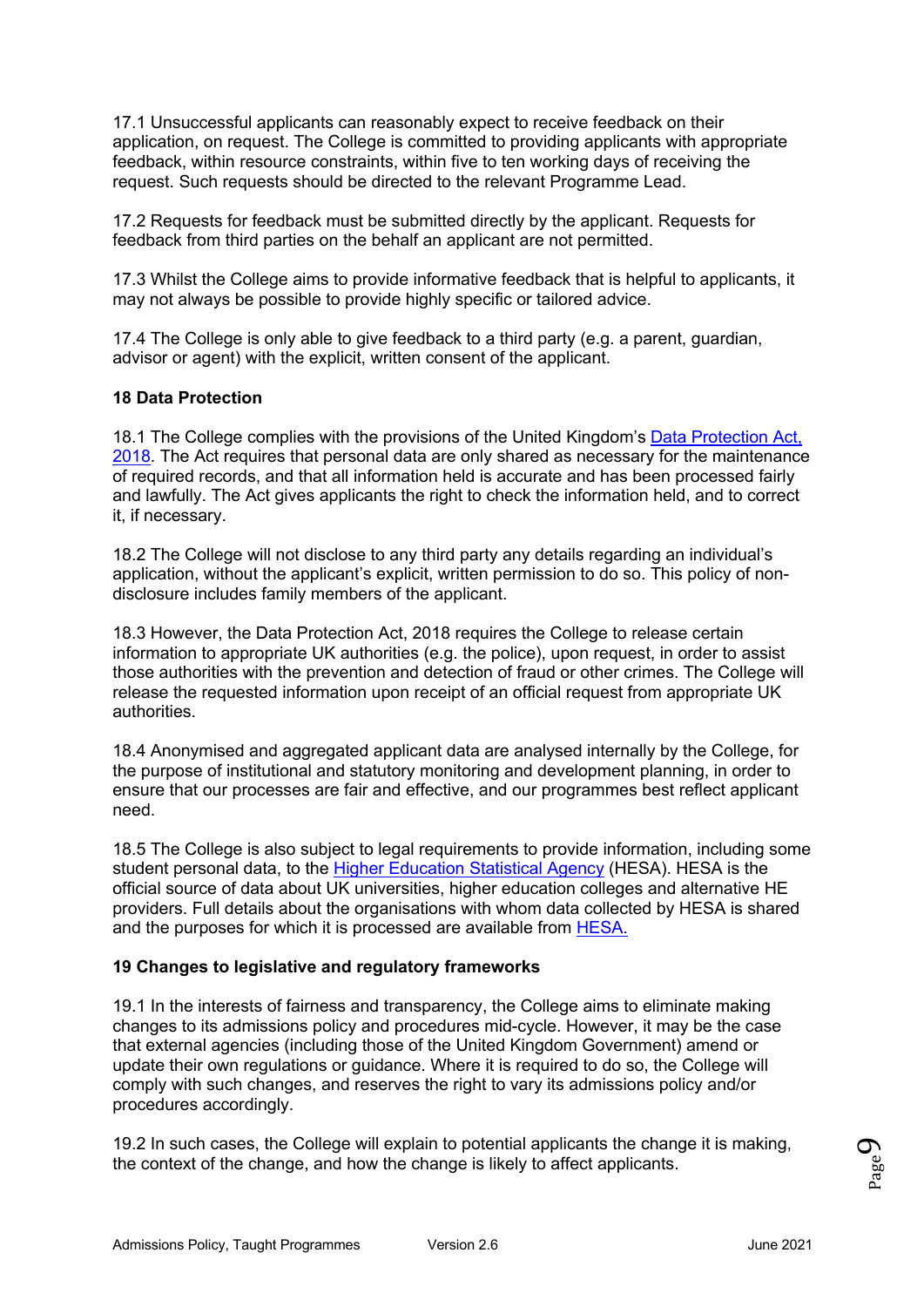17.1 Unsuccessful applicants can reasonably expect to receive feedback on their application, on request. The College is committed to providing applicants with appropriate feedback, within resource constraints, within five to ten working days of receiving the request. Such requests should be directed to the relevant Programme Lead.

17.2 Requests for feedback must be submitted directly by the applicant. Requests for feedback from third parties on the behalf an applicant are not permitted.

17.3 Whilst the College aims to provide informative feedback that is helpful to applicants, it may not always be possible to provide highly specific or tailored advice.

17.4 The College is only able to give feedback to a third party (e.g. a parent, guardian, advisor or agent) with the explicit, written consent of the applicant.

**18 Data Protection**

18.1 The College complies with the provisions of the United Kingdom's Data Protection Act, 2018. The Act requires that personal data are only shared as necessary for the maintenance of required records, and that all information held is accurate and has been processed fairly and lawfully. The Act gives applicants the right to check the information held, and to correct it, if necessary.

18.2 The College will not disclose to any third party any details regarding an individual's application, without the applicant's explicit, written permission to do so. This policy of non-disclosure includes family members of the applicant.

18.3 However, the Data Protection Act, 2018 requires the College to release certain information to appropriate UK authorities (e.g. the police), upon request, in order to assist those authorities with the prevention and detection of fraud or other crimes. The College will release the requested information upon receipt of an official request from appropriate UK authorities.

18.4 Anonymised and aggregated applicant data are analysed internally by the College, for the purpose of institutional and statutory monitoring and development planning, in order to ensure that our processes are fair and effective, and our programmes best reflect applicant need.

18.5 The College is also subject to legal requirements to provide information, including some student personal data, to the Higher Education Statistical Agency (HESA). HESA is the official source of data about UK universities, higher education colleges and alternative HE providers. Full details about the organisations with whom data collected by HESA is shared and the purposes for which it is processed are available from HESA.

**19 Changes to legislative and regulatory frameworks**

19.1 In the interests of fairness and transparency, the College aims to eliminate making changes to its admissions policy and procedures mid-cycle. However, it may be the case that external agencies (including those of the United Kingdom Government) amend or update their own regulations or guidance. Where it is required to do so, the College will comply with such changes, and reserves the right to vary its admissions policy and/or procedures accordingly.

19.2 In such cases, the College will explain to potential applicants the change it is making, the context of the change, and how the change is likely to affect applicants.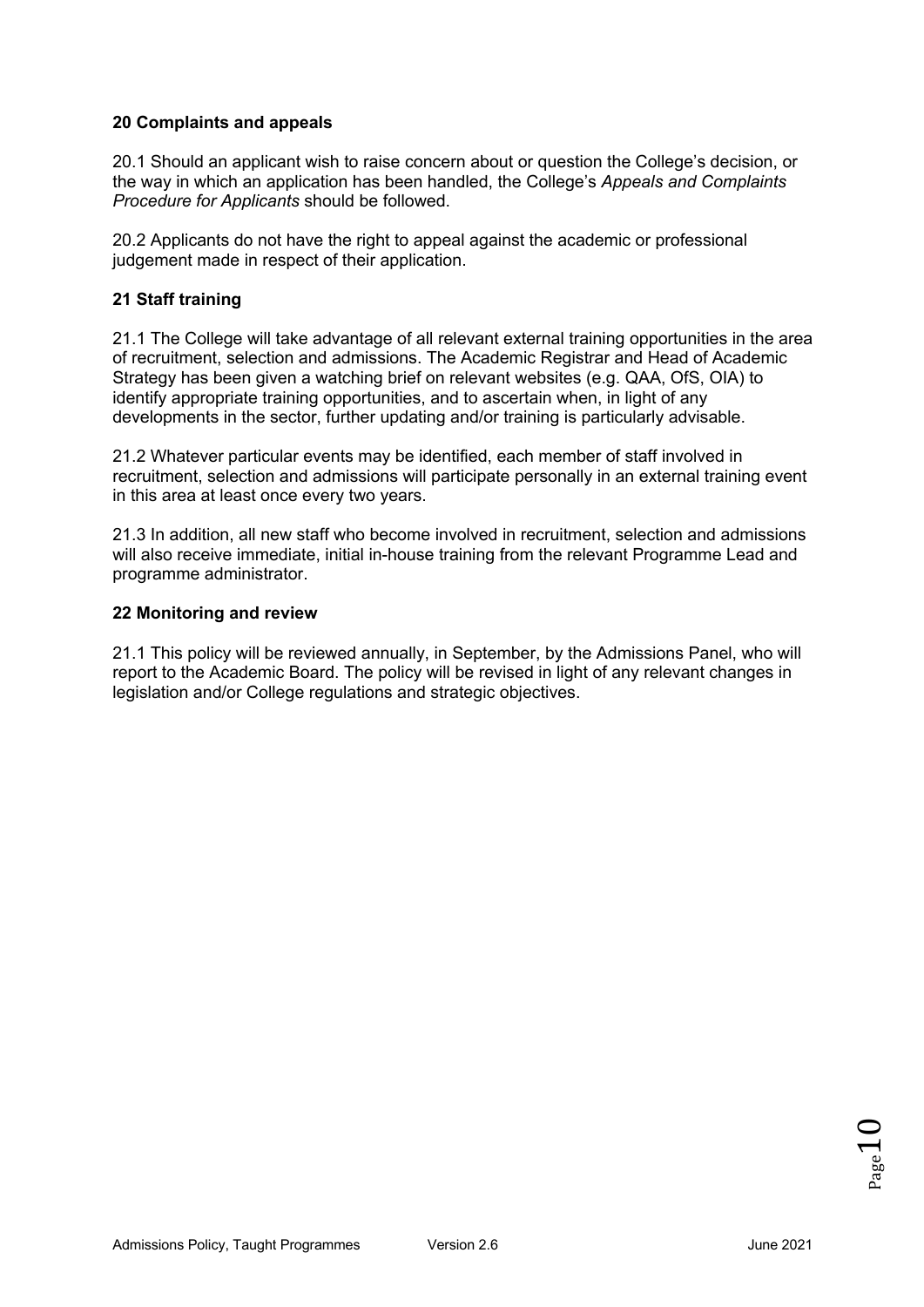## 20 Complaints and appeals

20.1 Should an applicant wish to raise concern about or question the College's decision, or the way in which an application has been handled, the College's *Appeals and Complaints Procedure for Applicants* should be followed.

20.2 Applicants do not have the right to appeal against the academic or professional judgement made in respect of their application.

## 21 Staff training

21.1 The College will take advantage of all relevant external training opportunities in the area of recruitment, selection and admissions. The Academic Registrar and Head of Academic Strategy has been given a watching brief on relevant websites (e.g. QAA, OfS, OIA) to identify appropriate training opportunities, and to ascertain when, in light of any developments in the sector, further updating and/or training is particularly advisable.

21.2 Whatever particular events may be identified, each member of staff involved in recruitment, selection and admissions will participate personally in an external training event in this area at least once every two years.

21.3 In addition, all new staff who become involved in recruitment, selection and admissions will also receive immediate, initial in-house training from the relevant Programme Lead and programme administrator.

## 22 Monitoring and review

21.1 This policy will be reviewed annually, in September, by the Admissions Panel, who will report to the Academic Board. The policy will be revised in light of any relevant changes in legislation and/or College regulations and strategic objectives.